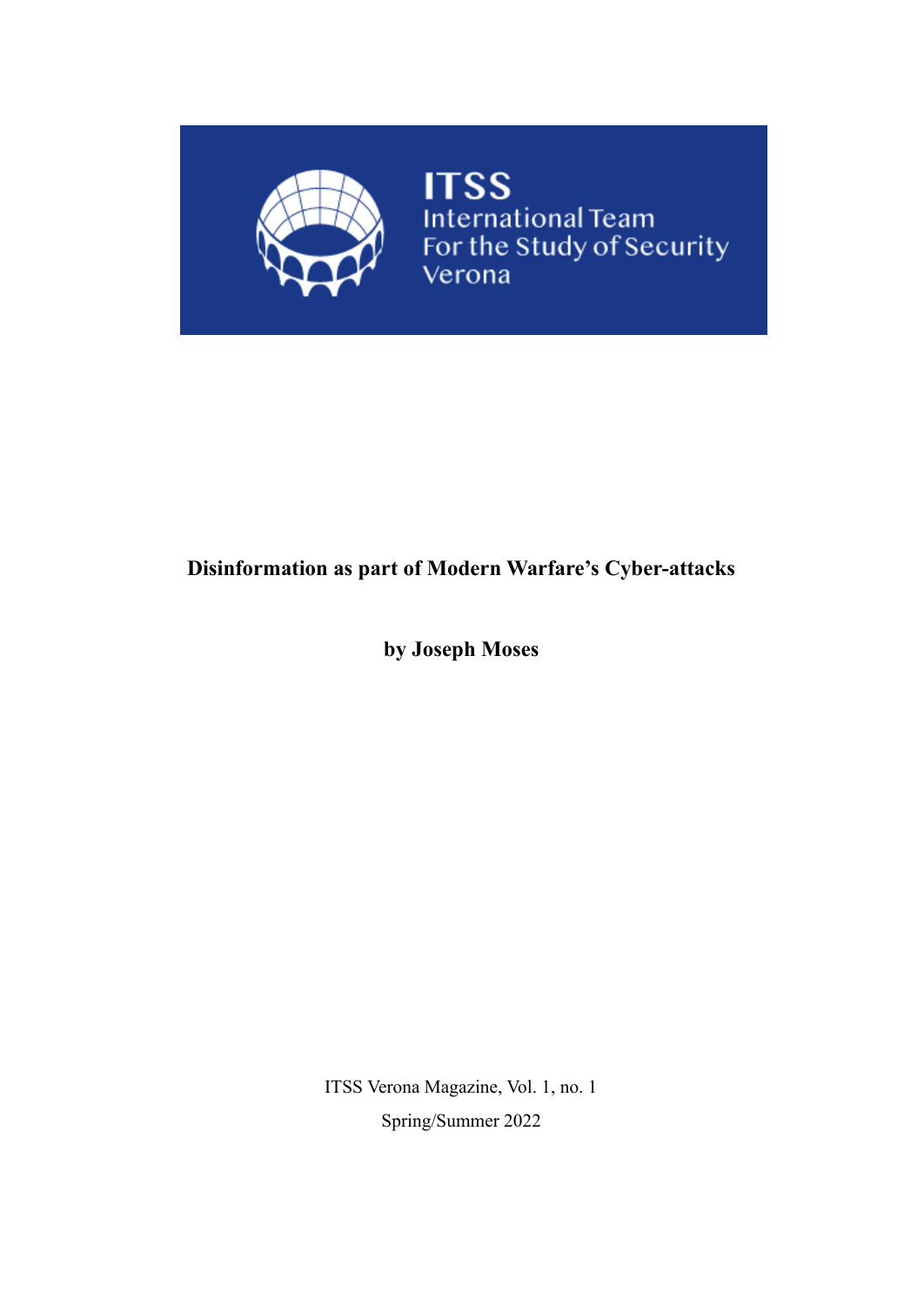ITSS
International Team
For the Study of Security
Verona

# Disinformation as part of Modern Warfare's Cyber-attacks

**by Joseph Moses**

ITSS Verona Magazine, Vol. 1, no. 1

Spring/Summer 2022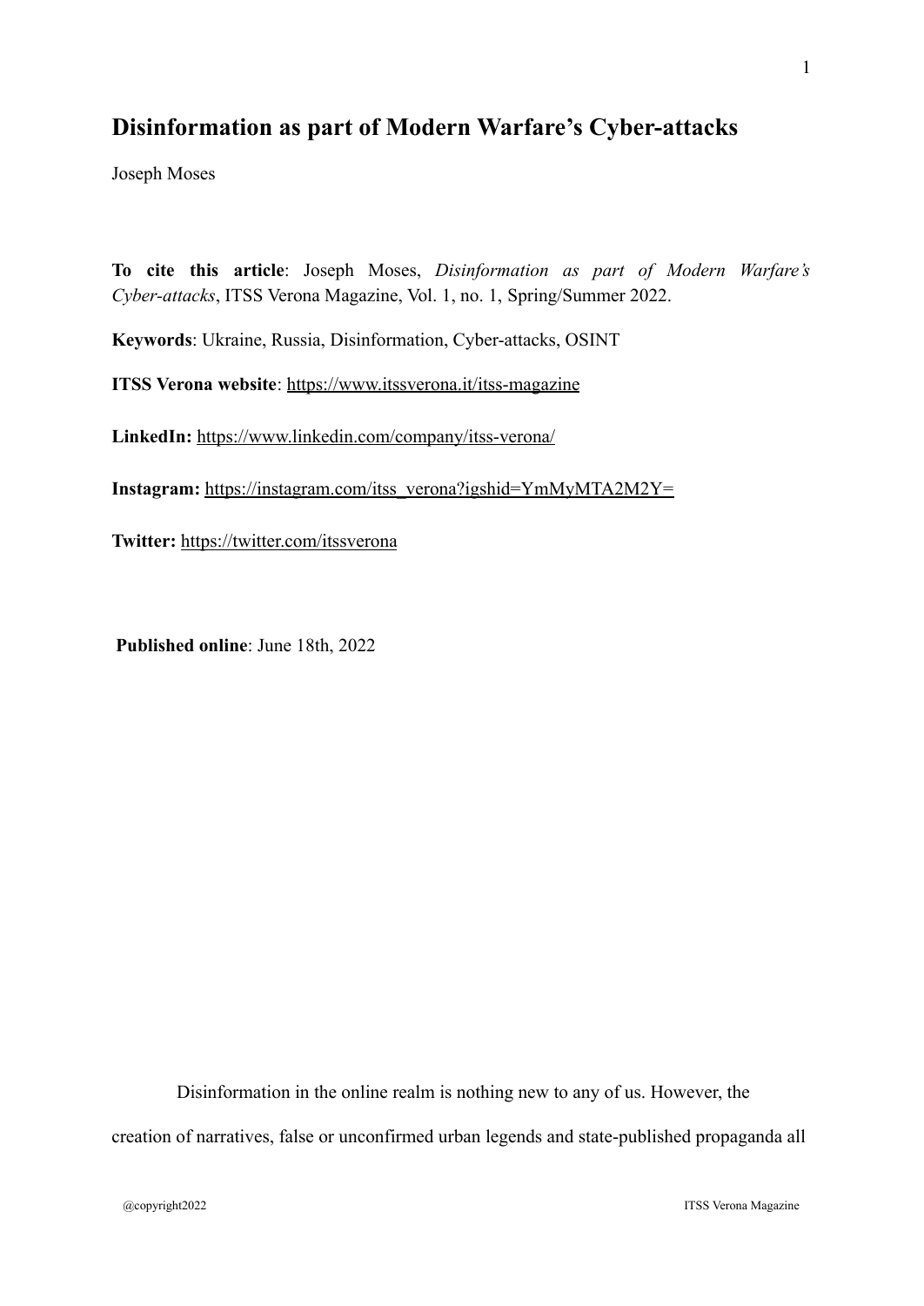# Disinformation as part of Modern Warfare's Cyber-attacks

Joseph Moses

**To cite this article**: Joseph Moses, *Disinformation as part of Modern Warfare's Cyber-attacks*, ITSS Verona Magazine, Vol. 1, no. 1, Spring/Summer 2022.

**Keywords**: Ukraine, Russia, Disinformation, Cyber-attacks, OSINT

**ITSS Verona website**: https://www.itssverona.it/itss-magazine

**LinkedIn:** https://www.linkedin.com/company/itss-verona/

**Instagram:** https://instagram.com/itss_verona?igshid=YmMyMTA2M2Y=

**Twitter:** https://twitter.com/itssverona

**Published online**: June 18th, 2022

Disinformation in the online realm is nothing new to any of us. However, the creation of narratives, false or unconfirmed urban legends and state-published propaganda all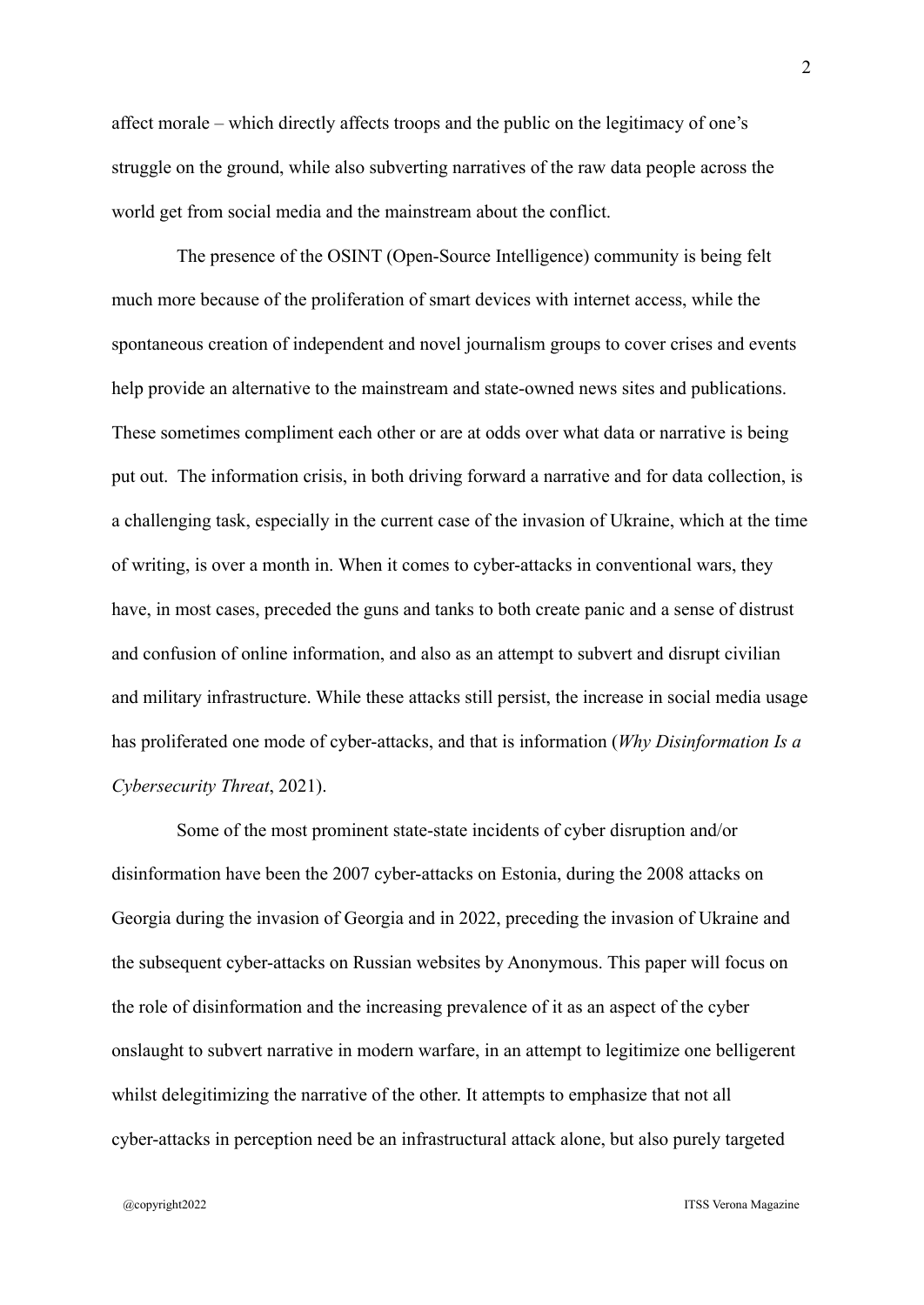affect morale – which directly affects troops and the public on the legitimacy of one's struggle on the ground, while also subverting narratives of the raw data people across the world get from social media and the mainstream about the conflict.

The presence of the OSINT (Open-Source Intelligence) community is being felt much more because of the proliferation of smart devices with internet access, while the spontaneous creation of independent and novel journalism groups to cover crises and events help provide an alternative to the mainstream and state-owned news sites and publications. These sometimes compliment each other or are at odds over what data or narrative is being put out. The information crisis, in both driving forward a narrative and for data collection, is a challenging task, especially in the current case of the invasion of Ukraine, which at the time of writing, is over a month in. When it comes to cyber-attacks in conventional wars, they have, in most cases, preceded the guns and tanks to both create panic and a sense of distrust and confusion of online information, and also as an attempt to subvert and disrupt civilian and military infrastructure. While these attacks still persist, the increase in social media usage has proliferated one mode of cyber-attacks, and that is information (*Why Disinformation Is a Cybersecurity Threat*, 2021).

Some of the most prominent state-state incidents of cyber disruption and/or disinformation have been the 2007 cyber-attacks on Estonia, during the 2008 attacks on Georgia during the invasion of Georgia and in 2022, preceding the invasion of Ukraine and the subsequent cyber-attacks on Russian websites by Anonymous. This paper will focus on the role of disinformation and the increasing prevalence of it as an aspect of the cyber onslaught to subvert narrative in modern warfare, in an attempt to legitimize one belligerent whilst delegitimizing the narrative of the other. It attempts to emphasize that not all cyber-attacks in perception need be an infrastructural attack alone, but also purely targeted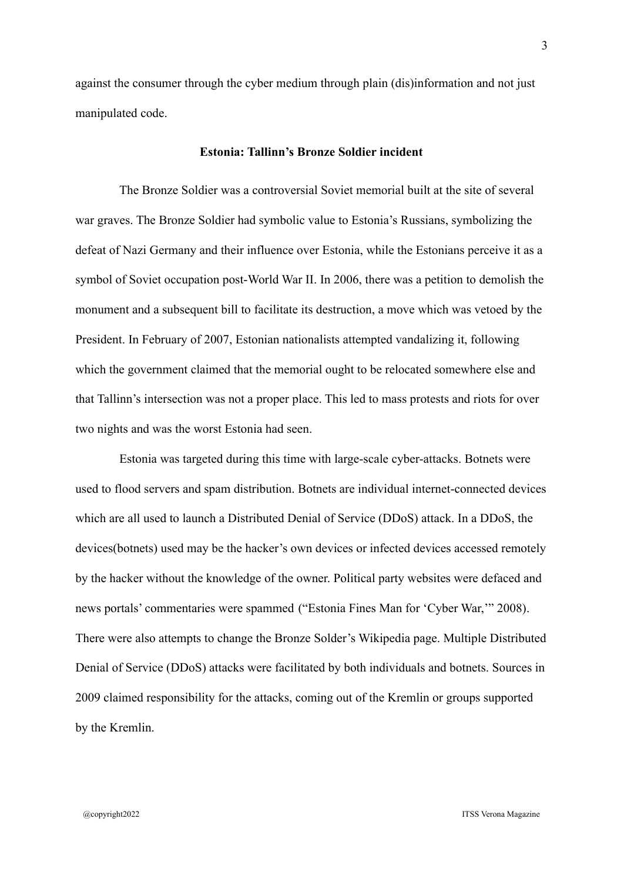against the consumer through the cyber medium through plain (dis)information and not just manipulated code.

**Estonia: Tallinn's Bronze Soldier incident**

The Bronze Soldier was a controversial Soviet memorial built at the site of several war graves. The Bronze Soldier had symbolic value to Estonia's Russians, symbolizing the defeat of Nazi Germany and their influence over Estonia, while the Estonians perceive it as a symbol of Soviet occupation post-World War II. In 2006, there was a petition to demolish the monument and a subsequent bill to facilitate its destruction, a move which was vetoed by the President. In February of 2007, Estonian nationalists attempted vandalizing it, following which the government claimed that the memorial ought to be relocated somewhere else and that Tallinn's intersection was not a proper place. This led to mass protests and riots for over two nights and was the worst Estonia had seen.

Estonia was targeted during this time with large-scale cyber-attacks. Botnets were used to flood servers and spam distribution. Botnets are individual internet-connected devices which are all used to launch a Distributed Denial of Service (DDoS) attack. In a DDoS, the devices(botnets) used may be the hacker's own devices or infected devices accessed remotely by the hacker without the knowledge of the owner. Political party websites were defaced and news portals' commentaries were spammed ("Estonia Fines Man for 'Cyber War,'" 2008). There were also attempts to change the Bronze Solder's Wikipedia page. Multiple Distributed Denial of Service (DDoS) attacks were facilitated by both individuals and botnets. Sources in 2009 claimed responsibility for the attacks, coming out of the Kremlin or groups supported by the Kremlin.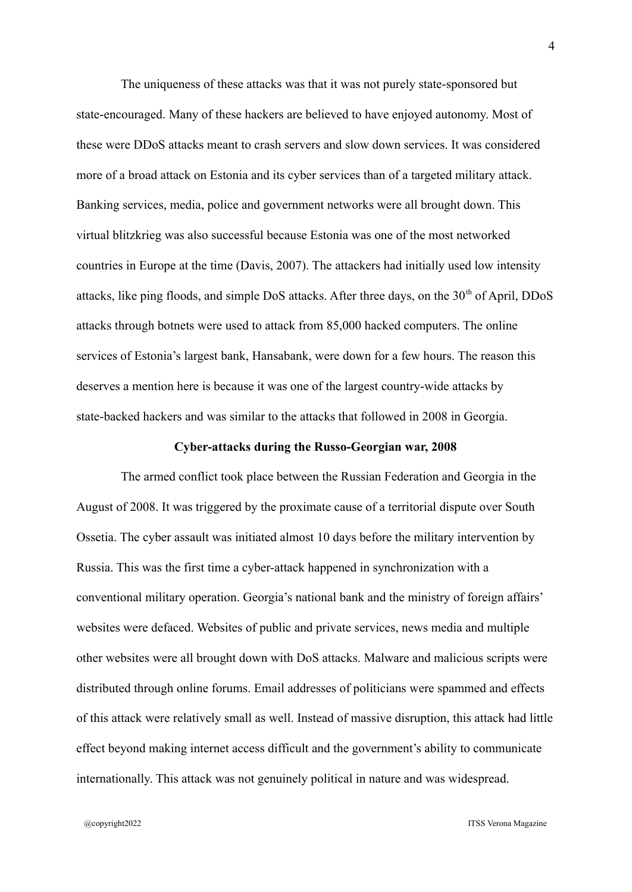The uniqueness of these attacks was that it was not purely state-sponsored but state-encouraged. Many of these hackers are believed to have enjoyed autonomy. Most of these were DDoS attacks meant to crash servers and slow down services. It was considered more of a broad attack on Estonia and its cyber services than of a targeted military attack. Banking services, media, police and government networks were all brought down. This virtual blitzkrieg was also successful because Estonia was one of the most networked countries in Europe at the time (Davis, 2007). The attackers had initially used low intensity attacks, like ping floods, and simple DoS attacks. After three days, on the 30th of April, DDoS attacks through botnets were used to attack from 85,000 hacked computers. The online services of Estonia's largest bank, Hansabank, were down for a few hours. The reason this deserves a mention here is because it was one of the largest country-wide attacks by state-backed hackers and was similar to the attacks that followed in 2008 in Georgia.

### Cyber-attacks during the Russo-Georgian war, 2008

The armed conflict took place between the Russian Federation and Georgia in the August of 2008. It was triggered by the proximate cause of a territorial dispute over South Ossetia. The cyber assault was initiated almost 10 days before the military intervention by Russia. This was the first time a cyber-attack happened in synchronization with a conventional military operation. Georgia's national bank and the ministry of foreign affairs' websites were defaced. Websites of public and private services, news media and multiple other websites were all brought down with DoS attacks. Malware and malicious scripts were distributed through online forums. Email addresses of politicians were spammed and effects of this attack were relatively small as well. Instead of massive disruption, this attack had little effect beyond making internet access difficult and the government's ability to communicate internationally. This attack was not genuinely political in nature and was widespread.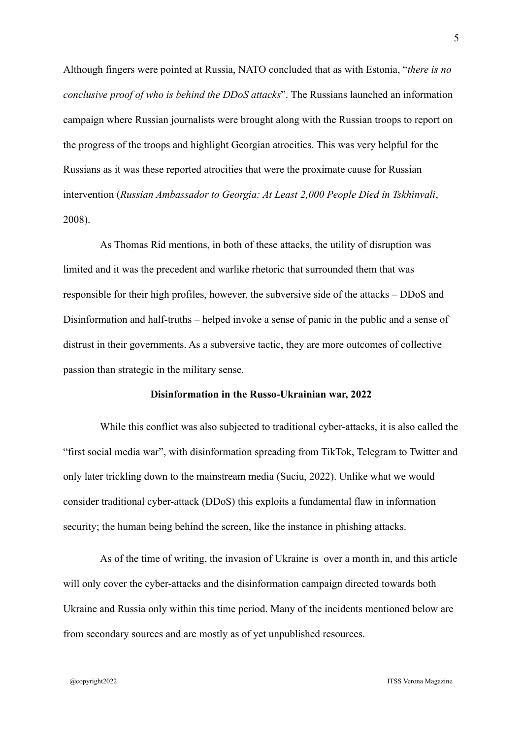Although fingers were pointed at Russia, NATO concluded that as with Estonia, "*there is no conclusive proof of who is behind the DDoS attacks*". The Russians launched an information campaign where Russian journalists were brought along with the Russian troops to report on the progress of the troops and highlight Georgian atrocities. This was very helpful for the Russians as it was these reported atrocities that were the proximate cause for Russian intervention (*Russian Ambassador to Georgia: At Least 2,000 People Died in Tskhinvali*, 2008).

As Thomas Rid mentions, in both of these attacks, the utility of disruption was limited and it was the precedent and warlike rhetoric that surrounded them that was responsible for their high profiles, however, the subversive side of the attacks – DDoS and Disinformation and half-truths – helped invoke a sense of panic in the public and a sense of distrust in their governments. As a subversive tactic, they are more outcomes of collective passion than strategic in the military sense.

**Disinformation in the Russo-Ukrainian war, 2022**

While this conflict was also subjected to traditional cyber-attacks, it is also called the "first social media war", with disinformation spreading from TikTok, Telegram to Twitter and only later trickling down to the mainstream media (Suciu, 2022). Unlike what we would consider traditional cyber-attack (DDoS) this exploits a fundamental flaw in information security; the human being behind the screen, like the instance in phishing attacks.

As of the time of writing, the invasion of Ukraine is over a month in, and this article will only cover the cyber-attacks and the disinformation campaign directed towards both Ukraine and Russia only within this time period. Many of the incidents mentioned below are from secondary sources and are mostly as of yet unpublished resources.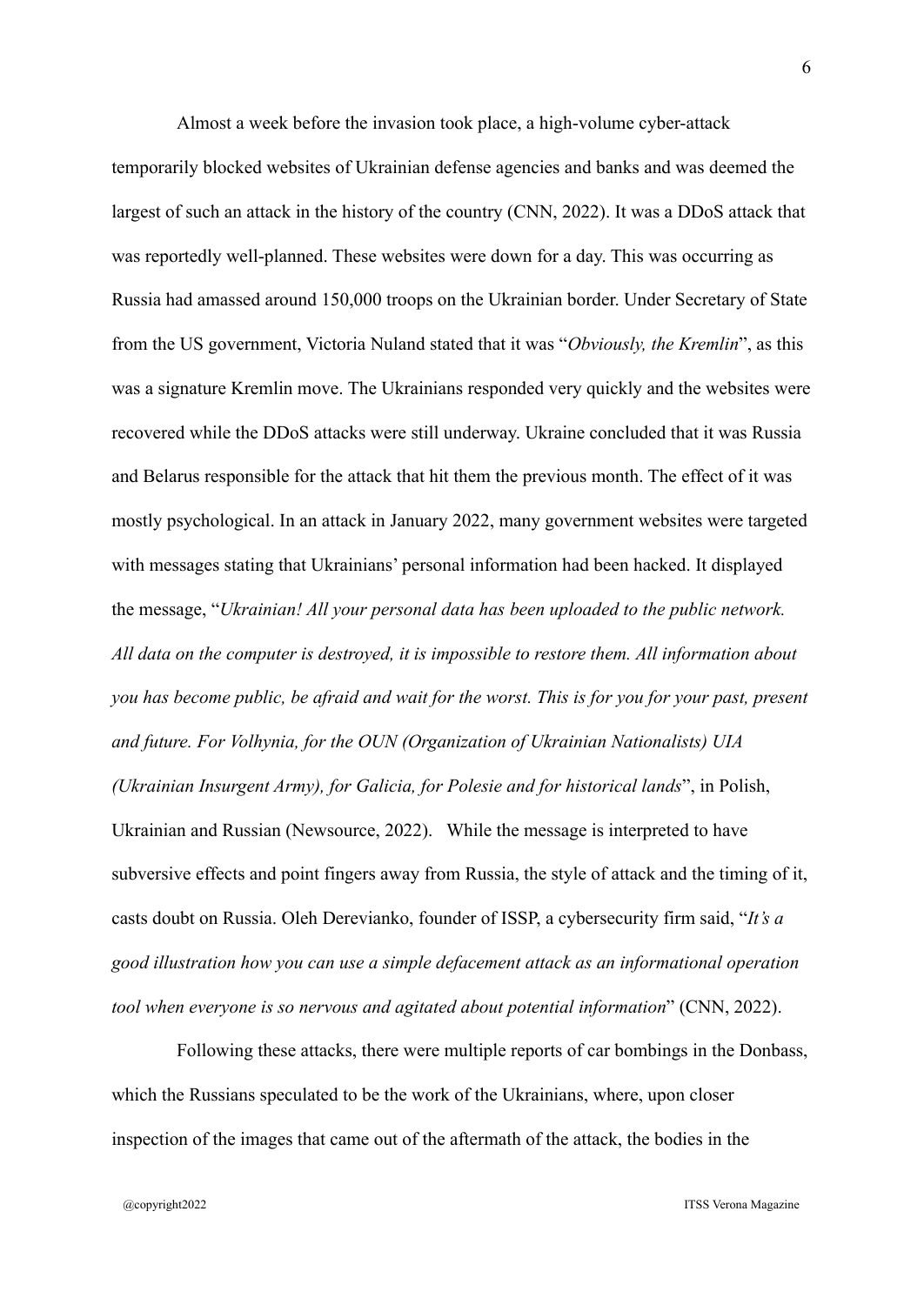Almost a week before the invasion took place, a high-volume cyber-attack temporarily blocked websites of Ukrainian defense agencies and banks and was deemed the largest of such an attack in the history of the country (CNN, 2022). It was a DDoS attack that was reportedly well-planned. These websites were down for a day. This was occurring as Russia had amassed around 150,000 troops on the Ukrainian border. Under Secretary of State from the US government, Victoria Nuland stated that it was "*Obviously, the Kremlin*", as this was a signature Kremlin move. The Ukrainians responded very quickly and the websites were recovered while the DDoS attacks were still underway. Ukraine concluded that it was Russia and Belarus responsible for the attack that hit them the previous month. The effect of it was mostly psychological. In an attack in January 2022, many government websites were targeted with messages stating that Ukrainians' personal information had been hacked. It displayed the message, "*Ukrainian! All your personal data has been uploaded to the public network. All data on the computer is destroyed, it is impossible to restore them. All information about you has become public, be afraid and wait for the worst. This is for you for your past, present and future. For Volhynia, for the OUN (Organization of Ukrainian Nationalists) UIA (Ukrainian Insurgent Army), for Galicia, for Polesie and for historical lands*", in Polish, Ukrainian and Russian (Newsource, 2022). While the message is interpreted to have subversive effects and point fingers away from Russia, the style of attack and the timing of it, casts doubt on Russia. Oleh Derevianko, founder of ISSP, a cybersecurity firm said, "*It's a good illustration how you can use a simple defacement attack as an informational operation tool when everyone is so nervous and agitated about potential information*" (CNN, 2022).

Following these attacks, there were multiple reports of car bombings in the Donbass, which the Russians speculated to be the work of the Ukrainians, where, upon closer inspection of the images that came out of the aftermath of the attack, the bodies in the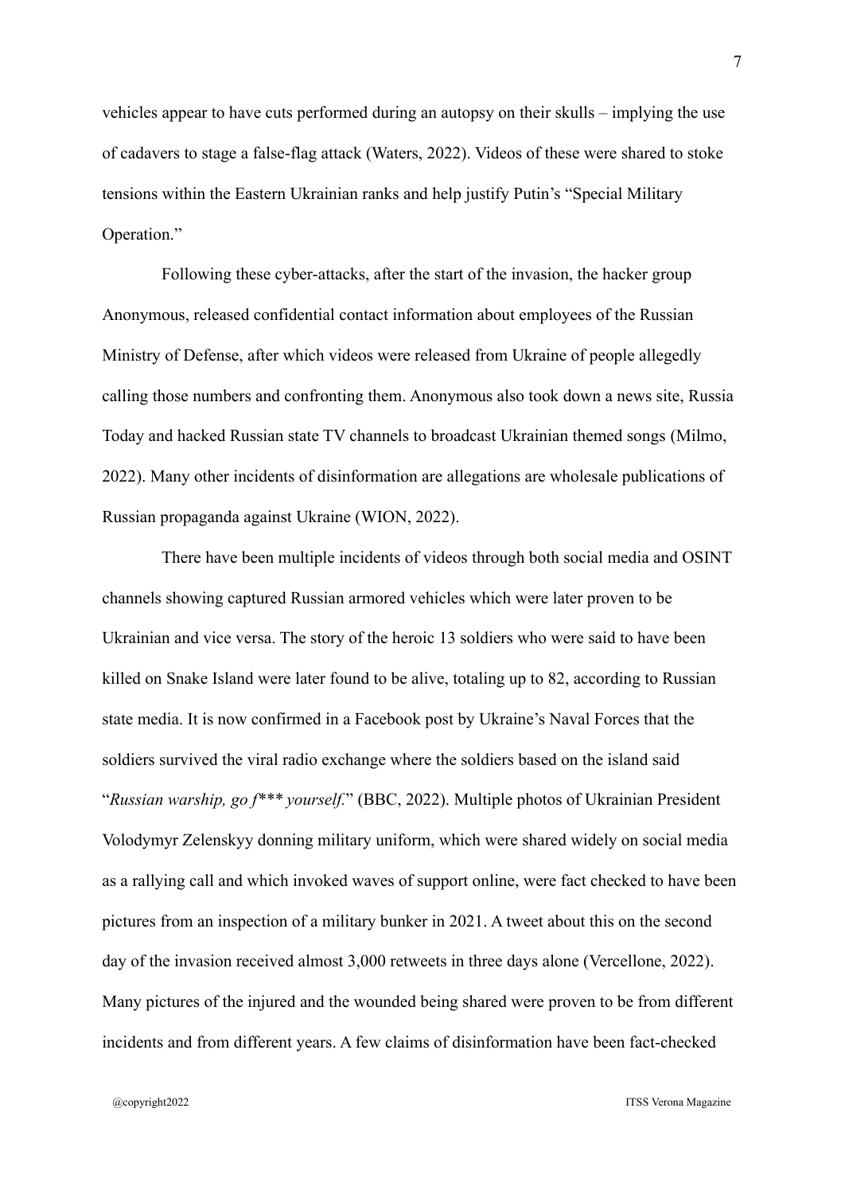vehicles appear to have cuts performed during an autopsy on their skulls – implying the use of cadavers to stage a false-flag attack (Waters, 2022). Videos of these were shared to stoke tensions within the Eastern Ukrainian ranks and help justify Putin's "Special Military Operation."

Following these cyber-attacks, after the start of the invasion, the hacker group Anonymous, released confidential contact information about employees of the Russian Ministry of Defense, after which videos were released from Ukraine of people allegedly calling those numbers and confronting them. Anonymous also took down a news site, Russia Today and hacked Russian state TV channels to broadcast Ukrainian themed songs (Milmo, 2022). Many other incidents of disinformation are allegations are wholesale publications of Russian propaganda against Ukraine (WION, 2022).

There have been multiple incidents of videos through both social media and OSINT channels showing captured Russian armored vehicles which were later proven to be Ukrainian and vice versa. The story of the heroic 13 soldiers who were said to have been killed on Snake Island were later found to be alive, totaling up to 82, according to Russian state media. It is now confirmed in a Facebook post by Ukraine's Naval Forces that the soldiers survived the viral radio exchange where the soldiers based on the island said "*Russian warship, go f*** yourself.*" (BBC, 2022). Multiple photos of Ukrainian President Volodymyr Zelenskyy donning military uniform, which were shared widely on social media as a rallying call and which invoked waves of support online, were fact checked to have been pictures from an inspection of a military bunker in 2021. A tweet about this on the second day of the invasion received almost 3,000 retweets in three days alone (Vercellone, 2022). Many pictures of the injured and the wounded being shared were proven to be from different incidents and from different years. A few claims of disinformation have been fact-checked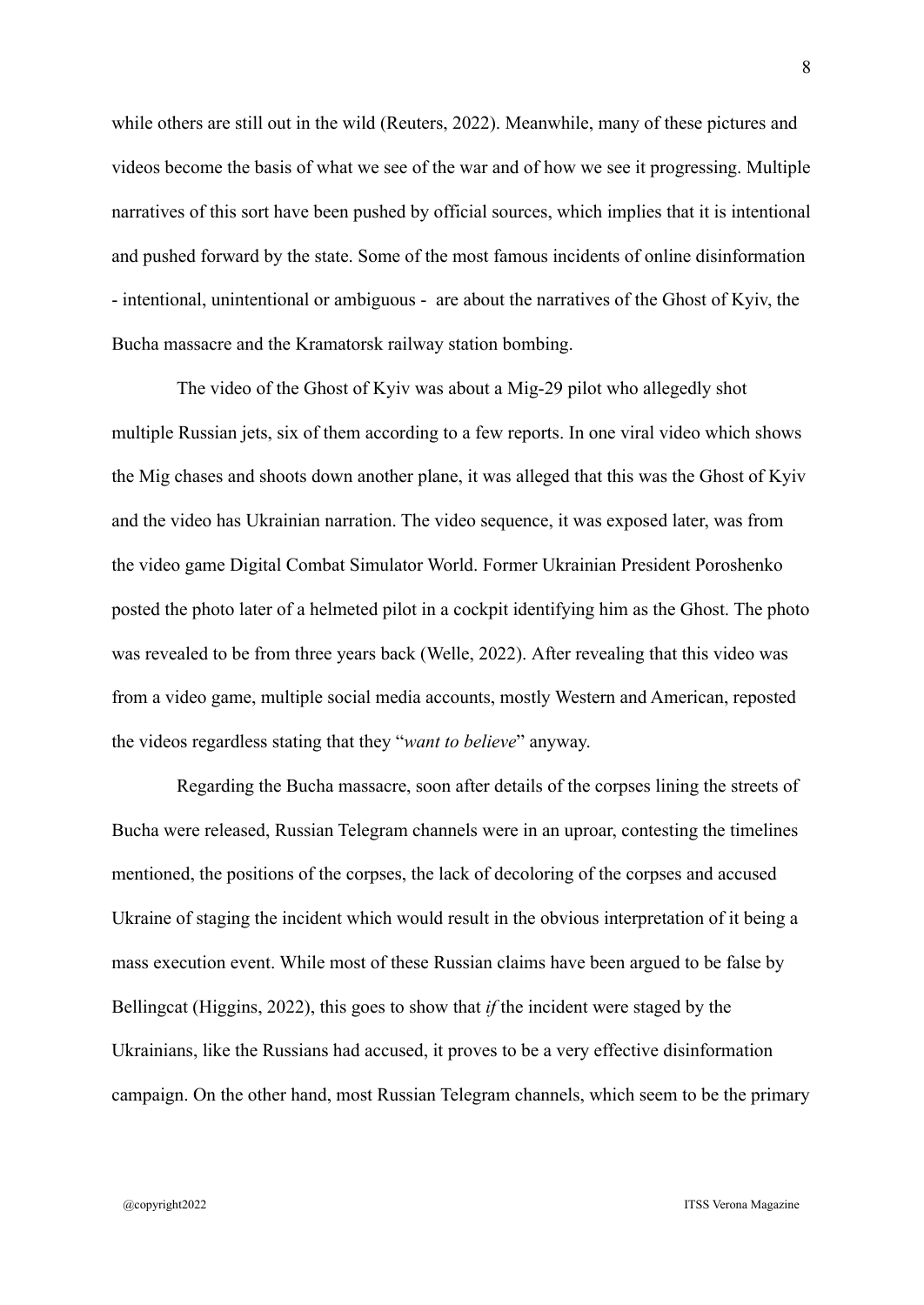while others are still out in the wild (Reuters, 2022). Meanwhile, many of these pictures and videos become the basis of what we see of the war and of how we see it progressing. Multiple narratives of this sort have been pushed by official sources, which implies that it is intentional and pushed forward by the state. Some of the most famous incidents of online disinformation - intentional, unintentional or ambiguous - are about the narratives of the Ghost of Kyiv, the Bucha massacre and the Kramatorsk railway station bombing.

The video of the Ghost of Kyiv was about a Mig-29 pilot who allegedly shot multiple Russian jets, six of them according to a few reports. In one viral video which shows the Mig chases and shoots down another plane, it was alleged that this was the Ghost of Kyiv and the video has Ukrainian narration. The video sequence, it was exposed later, was from the video game Digital Combat Simulator World. Former Ukrainian President Poroshenko posted the photo later of a helmeted pilot in a cockpit identifying him as the Ghost. The photo was revealed to be from three years back (Welle, 2022). After revealing that this video was from a video game, multiple social media accounts, mostly Western and American, reposted the videos regardless stating that they "*want to believe*" anyway.

Regarding the Bucha massacre, soon after details of the corpses lining the streets of Bucha were released, Russian Telegram channels were in an uproar, contesting the timelines mentioned, the positions of the corpses, the lack of decoloring of the corpses and accused Ukraine of staging the incident which would result in the obvious interpretation of it being a mass execution event. While most of these Russian claims have been argued to be false by Bellingcat (Higgins, 2022), this goes to show that *if* the incident were staged by the Ukrainians, like the Russians had accused, it proves to be a very effective disinformation campaign. On the other hand, most Russian Telegram channels, which seem to be the primary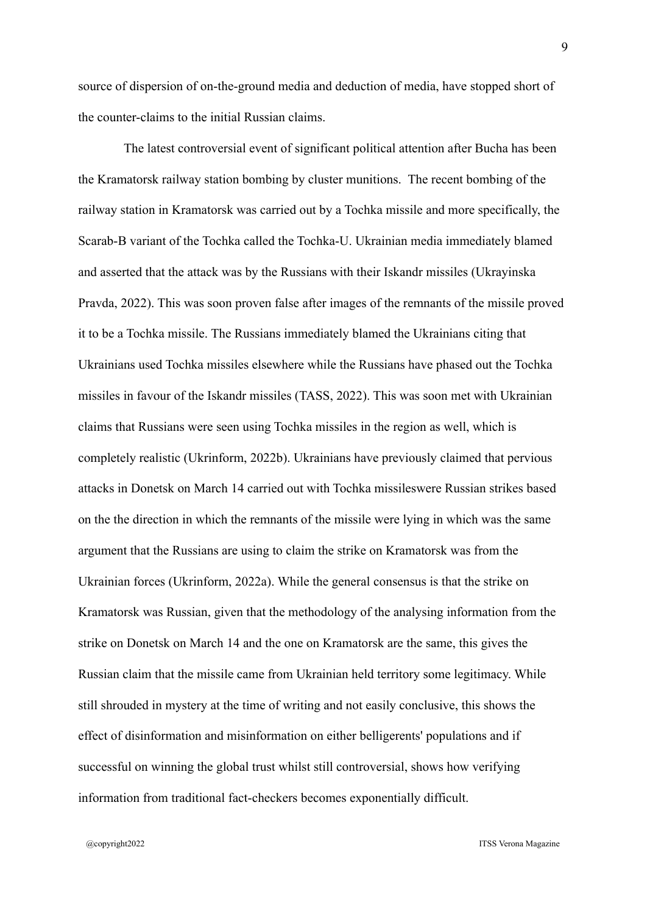source of dispersion of on-the-ground media and deduction of media, have stopped short of the counter-claims to the initial Russian claims.

The latest controversial event of significant political attention after Bucha has been the Kramatorsk railway station bombing by cluster munitions. The recent bombing of the railway station in Kramatorsk was carried out by a Tochka missile and more specifically, the Scarab-B variant of the Tochka called the Tochka-U. Ukrainian media immediately blamed and asserted that the attack was by the Russians with their Iskandr missiles (Ukrayinska Pravda, 2022). This was soon proven false after images of the remnants of the missile proved it to be a Tochka missile. The Russians immediately blamed the Ukrainians citing that Ukrainians used Tochka missiles elsewhere while the Russians have phased out the Tochka missiles in favour of the Iskandr missiles (TASS, 2022). This was soon met with Ukrainian claims that Russians were seen using Tochka missiles in the region as well, which is completely realistic (Ukrinform, 2022b). Ukrainians have previously claimed that pervious attacks in Donetsk on March 14 carried out with Tochka missileswere Russian strikes based on the the direction in which the remnants of the missile were lying in which was the same argument that the Russians are using to claim the strike on Kramatorsk was from the Ukrainian forces (Ukrinform, 2022a). While the general consensus is that the strike on Kramatorsk was Russian, given that the methodology of the analysing information from the strike on Donetsk on March 14 and the one on Kramatorsk are the same, this gives the Russian claim that the missile came from Ukrainian held territory some legitimacy. While still shrouded in mystery at the time of writing and not easily conclusive, this shows the effect of disinformation and misinformation on either belligerents' populations and if successful on winning the global trust whilst still controversial, shows how verifying information from traditional fact-checkers becomes exponentially difficult.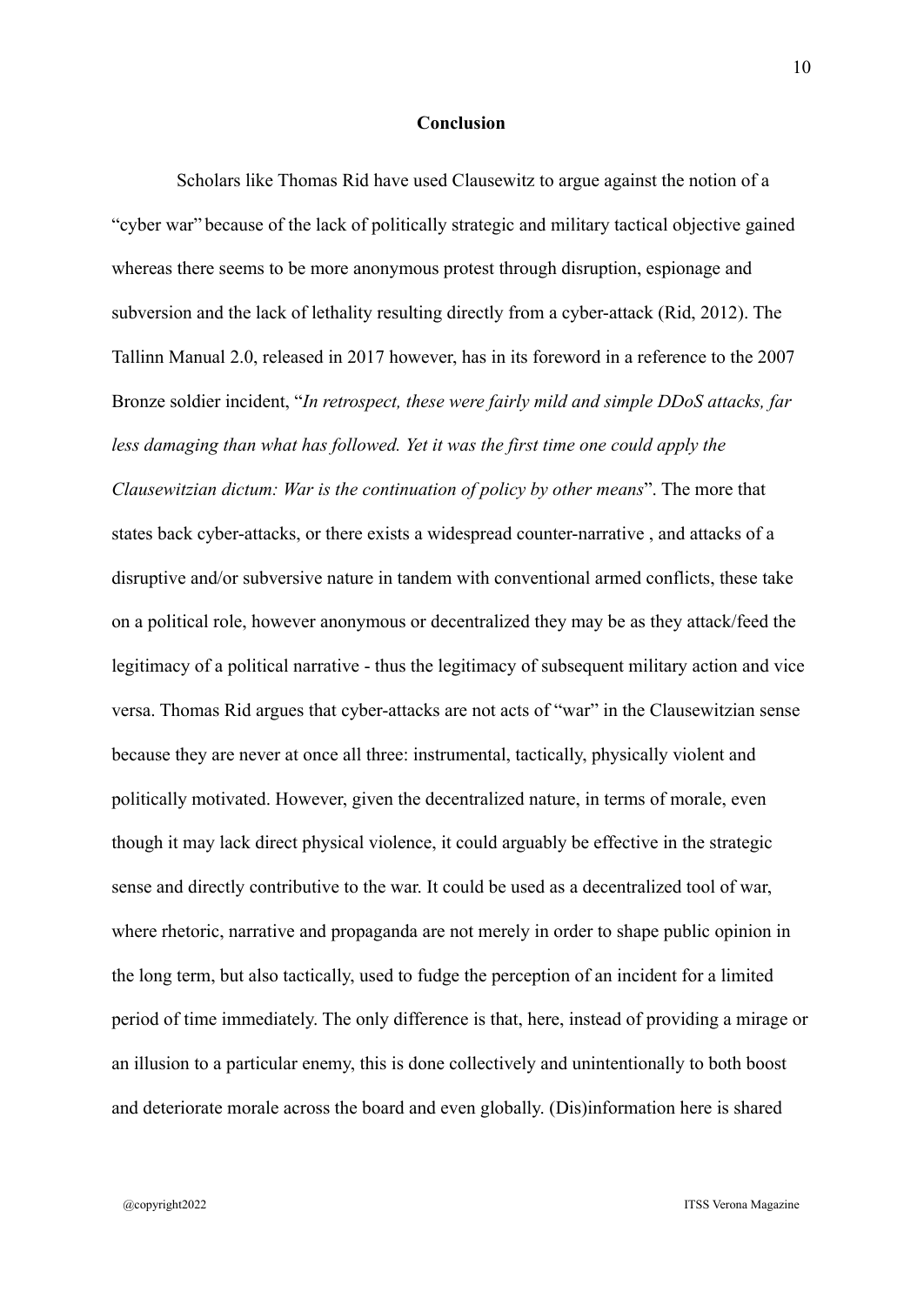## Conclusion

Scholars like Thomas Rid have used Clausewitz to argue against the notion of a "cyber war" because of the lack of politically strategic and military tactical objective gained whereas there seems to be more anonymous protest through disruption, espionage and subversion and the lack of lethality resulting directly from a cyber-attack (Rid, 2012). The Tallinn Manual 2.0, released in 2017 however, has in its foreword in a reference to the 2007 Bronze soldier incident, "*In retrospect, these were fairly mild and simple DDoS attacks, far less damaging than what has followed. Yet it was the first time one could apply the Clausewitzian dictum: War is the continuation of policy by other means*". The more that states back cyber-attacks, or there exists a widespread counter-narrative , and attacks of a disruptive and/or subversive nature in tandem with conventional armed conflicts, these take on a political role, however anonymous or decentralized they may be as they attack/feed the legitimacy of a political narrative - thus the legitimacy of subsequent military action and vice versa. Thomas Rid argues that cyber-attacks are not acts of "war" in the Clausewitzian sense because they are never at once all three: instrumental, tactically, physically violent and politically motivated. However, given the decentralized nature, in terms of morale, even though it may lack direct physical violence, it could arguably be effective in the strategic sense and directly contributive to the war. It could be used as a decentralized tool of war, where rhetoric, narrative and propaganda are not merely in order to shape public opinion in the long term, but also tactically, used to fudge the perception of an incident for a limited period of time immediately. The only difference is that, here, instead of providing a mirage or an illusion to a particular enemy, this is done collectively and unintentionally to both boost and deteriorate morale across the board and even globally. (Dis)information here is shared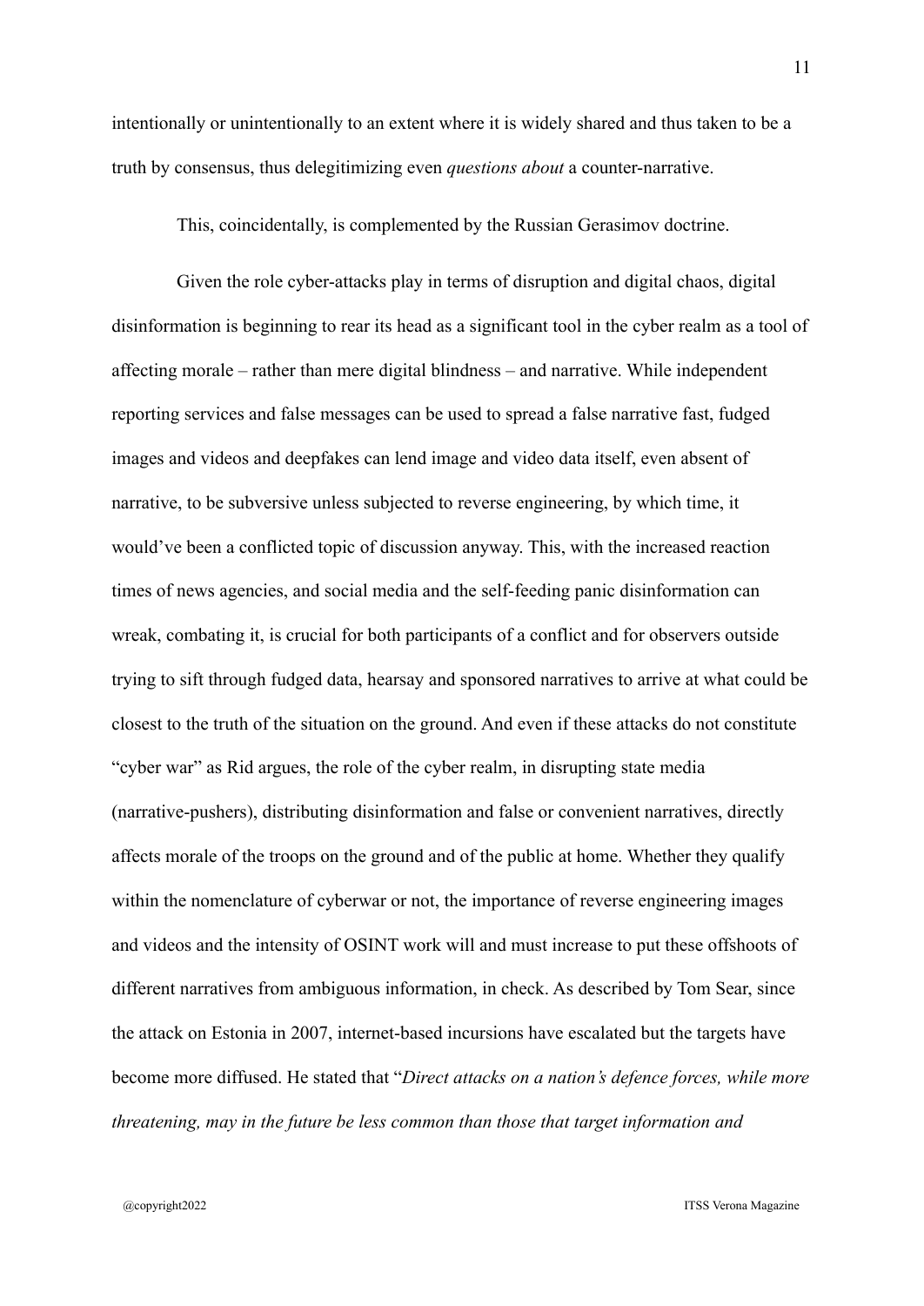intentionally or unintentionally to an extent where it is widely shared and thus taken to be a truth by consensus, thus delegitimizing even *questions about* a counter-narrative.

This, coincidentally, is complemented by the Russian Gerasimov doctrine.

Given the role cyber-attacks play in terms of disruption and digital chaos, digital disinformation is beginning to rear its head as a significant tool in the cyber realm as a tool of affecting morale – rather than mere digital blindness – and narrative. While independent reporting services and false messages can be used to spread a false narrative fast, fudged images and videos and deepfakes can lend image and video data itself, even absent of narrative, to be subversive unless subjected to reverse engineering, by which time, it would've been a conflicted topic of discussion anyway. This, with the increased reaction times of news agencies, and social media and the self-feeding panic disinformation can wreak, combating it, is crucial for both participants of a conflict and for observers outside trying to sift through fudged data, hearsay and sponsored narratives to arrive at what could be closest to the truth of the situation on the ground. And even if these attacks do not constitute "cyber war" as Rid argues, the role of the cyber realm, in disrupting state media (narrative-pushers), distributing disinformation and false or convenient narratives, directly affects morale of the troops on the ground and of the public at home. Whether they qualify within the nomenclature of cyberwar or not, the importance of reverse engineering images and videos and the intensity of OSINT work will and must increase to put these offshoots of different narratives from ambiguous information, in check. As described by Tom Sear, since the attack on Estonia in 2007, internet-based incursions have escalated but the targets have become more diffused. He stated that "*Direct attacks on a nation's defence forces, while more threatening, may in the future be less common than those that target information and*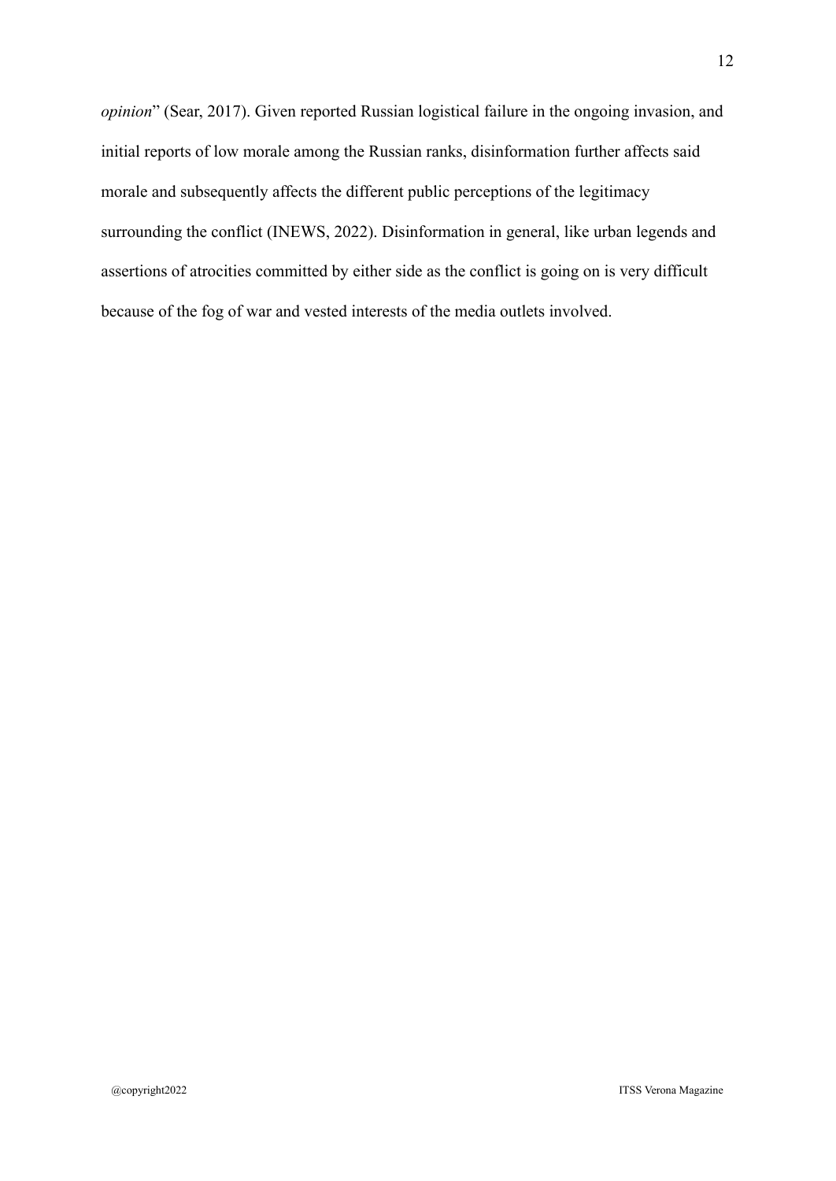*opinion*" (Sear, 2017). Given reported Russian logistical failure in the ongoing invasion, and initial reports of low morale among the Russian ranks, disinformation further affects said morale and subsequently affects the different public perceptions of the legitimacy surrounding the conflict (INEWS, 2022). Disinformation in general, like urban legends and assertions of atrocities committed by either side as the conflict is going on is very difficult because of the fog of war and vested interests of the media outlets involved.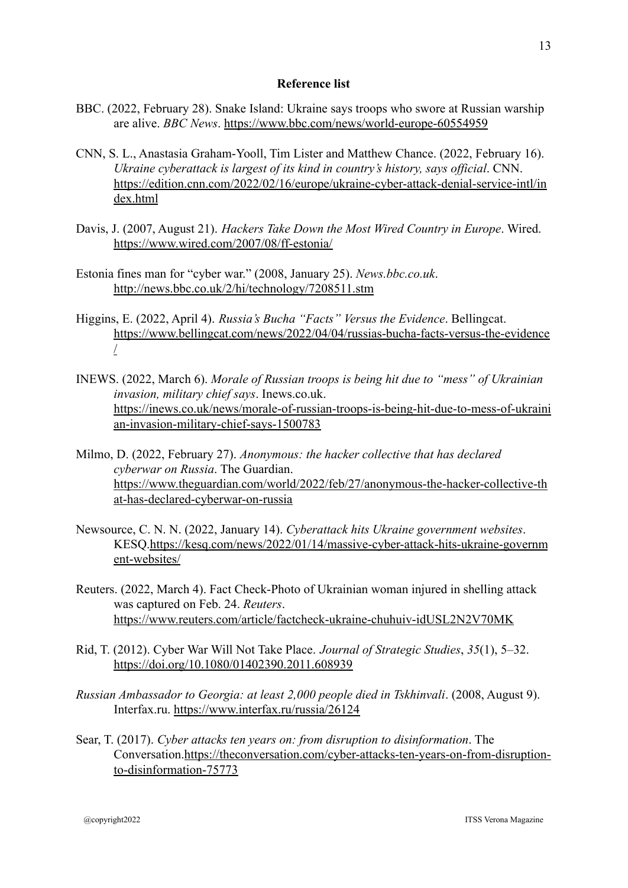**Reference list**

BBC. (2022, February 28). Snake Island: Ukraine says troops who swore at Russian warship are alive. *BBC News*. https://www.bbc.com/news/world-europe-60554959

CNN, S. L., Anastasia Graham-Yooll, Tim Lister and Matthew Chance. (2022, February 16). *Ukraine cyberattack is largest of its kind in country's history, says official*. CNN. https://edition.cnn.com/2022/02/16/europe/ukraine-cyber-attack-denial-service-intl/index.html

Davis, J. (2007, August 21). *Hackers Take Down the Most Wired Country in Europe*. Wired. https://www.wired.com/2007/08/ff-estonia/

Estonia fines man for "cyber war." (2008, January 25). *News.bbc.co.uk*. http://news.bbc.co.uk/2/hi/technology/7208511.stm

Higgins, E. (2022, April 4). *Russia's Bucha "Facts" Versus the Evidence*. Bellingcat. https://www.bellingcat.com/news/2022/04/04/russias-bucha-facts-versus-the-evidence/

INEWS. (2022, March 6). *Morale of Russian troops is being hit due to "mess" of Ukrainian invasion, military chief says*. Inews.co.uk. https://inews.co.uk/news/morale-of-russian-troops-is-being-hit-due-to-mess-of-ukrainian-invasion-military-chief-says-1500783

Milmo, D. (2022, February 27). *Anonymous: the hacker collective that has declared cyberwar on Russia*. The Guardian. https://www.theguardian.com/world/2022/feb/27/anonymous-the-hacker-collective-that-has-declared-cyberwar-on-russia

Newsource, C. N. N. (2022, January 14). *Cyberattack hits Ukraine government websites*. KESQ.https://kesq.com/news/2022/01/14/massive-cyber-attack-hits-ukraine-government-websites/

Reuters. (2022, March 4). Fact Check-Photo of Ukrainian woman injured in shelling attack was captured on Feb. 24. *Reuters*. https://www.reuters.com/article/factcheck-ukraine-chuhuiv-idUSL2N2V70MK

Rid, T. (2012). Cyber War Will Not Take Place. *Journal of Strategic Studies*, *35*(1), 5–32. https://doi.org/10.1080/01402390.2011.608939

*Russian Ambassador to Georgia: at least 2,000 people died in Tskhinvali*. (2008, August 9). Interfax.ru. https://www.interfax.ru/russia/26124

Sear, T. (2017). *Cyber attacks ten years on: from disruption to disinformation*. The Conversation.https://theconversation.com/cyber-attacks-ten-years-on-from-disruption-to-disinformation-75773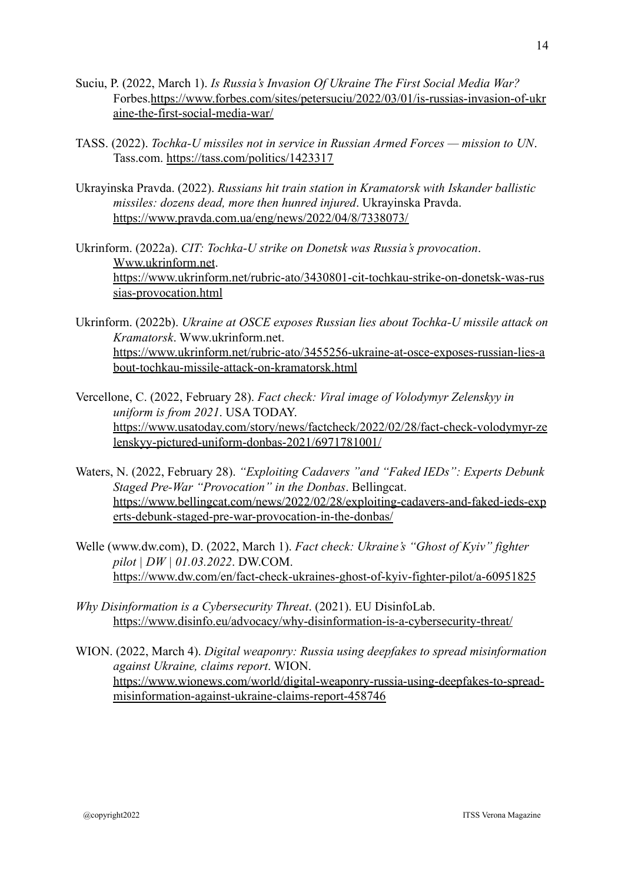Suciu, P. (2022, March 1). *Is Russia's Invasion Of Ukraine The First Social Media War?* Forbes.https://www.forbes.com/sites/petersuciu/2022/03/01/is-russias-invasion-of-ukraine-the-first-social-media-war/

TASS. (2022). *Tochka-U missiles not in service in Russian Armed Forces — mission to UN*. Tass.com. https://tass.com/politics/1423317

Ukrayinska Pravda. (2022). *Russians hit train station in Kramatorsk with Iskander ballistic missiles: dozens dead, more then hunred injured*. Ukrayinska Pravda. https://www.pravda.com.ua/eng/news/2022/04/8/7338073/

Ukrinform. (2022a). *CIT: Tochka-U strike on Donetsk was Russia's provocation*. Www.ukrinform.net. https://www.ukrinform.net/rubric-ato/3430801-cit-tochkau-strike-on-donetsk-was-russias-provocation.html

Ukrinform. (2022b). *Ukraine at OSCE exposes Russian lies about Tochka-U missile attack on Kramatorsk*. Www.ukrinform.net. https://www.ukrinform.net/rubric-ato/3455256-ukraine-at-osce-exposes-russian-lies-about-tochkau-missile-attack-on-kramatorsk.html

Vercellone, C. (2022, February 28). *Fact check: Viral image of Volodymyr Zelenskyy in uniform is from 2021*. USA TODAY. https://www.usatoday.com/story/news/factcheck/2022/02/28/fact-check-volodymyr-zelenskyy-pictured-uniform-donbas-2021/6971781001/

Waters, N. (2022, February 28). *"Exploiting Cadavers "and "Faked IEDs": Experts Debunk Staged Pre-War "Provocation" in the Donbas*. Bellingcat. https://www.bellingcat.com/news/2022/02/28/exploiting-cadavers-and-faked-ieds-experts-debunk-staged-pre-war-provocation-in-the-donbas/

Welle (www.dw.com), D. (2022, March 1). *Fact check: Ukraine's "Ghost of Kyiv" fighter pilot | DW | 01.03.2022*. DW.COM. https://www.dw.com/en/fact-check-ukraines-ghost-of-kyiv-fighter-pilot/a-60951825

*Why Disinformation is a Cybersecurity Threat*. (2021). EU DisinfoLab. https://www.disinfo.eu/advocacy/why-disinformation-is-a-cybersecurity-threat/

WION. (2022, March 4). *Digital weaponry: Russia using deepfakes to spread misinformation against Ukraine, claims report*. WION. https://www.wionews.com/world/digital-weaponry-russia-using-deepfakes-to-spread-misinformation-against-ukraine-claims-report-458746